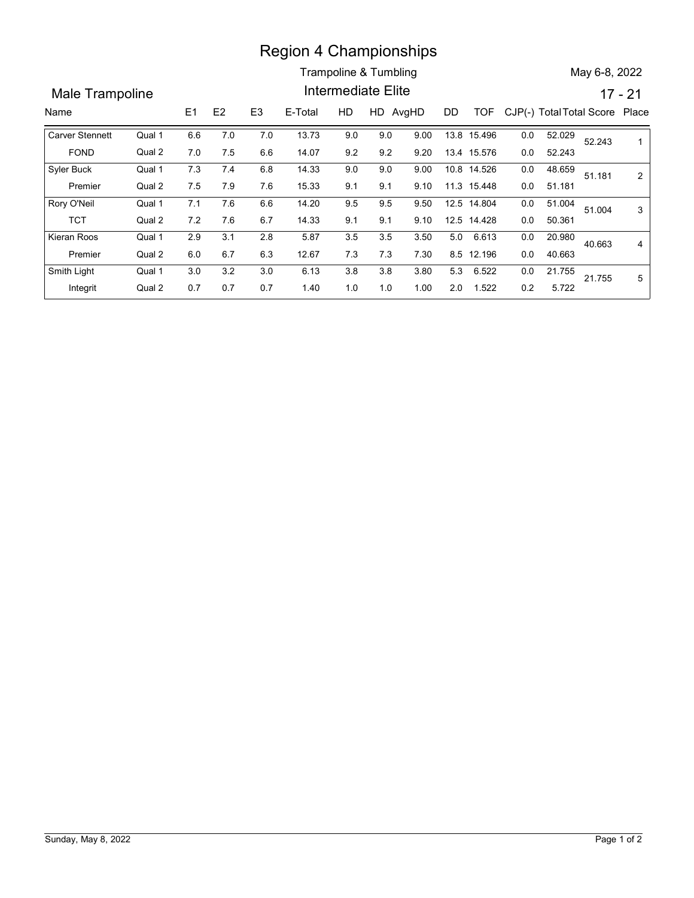# Region 4 Championships

Trampoline & Tumbling

May 6-8, 2022

## Male Trampoline

Intermediate Elite

17 - 21

| Name | | E1 | E2 | E3 | E-Total | HD | HD | AvgHD | DD | TOF | CJP(-) | Total | Total Score | Place |
|---|---|---|---|---|---|---|---|---|---|---|---|---|---|
| Carver Stennett | Qual 1 | 6.6 | 7.0 | 7.0 | 13.73 | 9.0 | 9.0 | 9.00 | 13.8 | 15.496 | 0.0 | 52.029 | 52.243 | 1 |
| FOND | Qual 2 | 7.0 | 7.5 | 6.6 | 14.07 | 9.2 | 9.2 | 9.20 | 13.4 | 15.576 | 0.0 | 52.243 | | |
| Syler Buck | Qual 1 | 7.3 | 7.4 | 6.8 | 14.33 | 9.0 | 9.0 | 9.00 | 10.8 | 14.526 | 0.0 | 48.659 | 51.181 | 2 |
| Premier | Qual 2 | 7.5 | 7.9 | 7.6 | 15.33 | 9.1 | 9.1 | 9.10 | 11.3 | 15.448 | 0.0 | 51.181 | | |
| Rory O'Neil | Qual 1 | 7.1 | 7.6 | 6.6 | 14.20 | 9.5 | 9.5 | 9.50 | 12.5 | 14.804 | 0.0 | 51.004 | 51.004 | 3 |
| TCT | Qual 2 | 7.2 | 7.6 | 6.7 | 14.33 | 9.1 | 9.1 | 9.10 | 12.5 | 14.428 | 0.0 | 50.361 | | |
| Kieran Roos | Qual 1 | 2.9 | 3.1 | 2.8 | 5.87 | 3.5 | 3.5 | 3.50 | 5.0 | 6.613 | 0.0 | 20.980 | 40.663 | 4 |
| Premier | Qual 2 | 6.0 | 6.7 | 6.3 | 12.67 | 7.3 | 7.3 | 7.30 | 8.5 | 12.196 | 0.0 | 40.663 | | |
| Smith Light | Qual 1 | 3.0 | 3.2 | 3.0 | 6.13 | 3.8 | 3.8 | 3.80 | 5.3 | 6.522 | 0.0 | 21.755 | 21.755 | 5 |
| Integrit | Qual 2 | 0.7 | 0.7 | 0.7 | 1.40 | 1.0 | 1.0 | 1.00 | 2.0 | 1.522 | 0.2 | 5.722 | | |

Sunday, May 8, 2022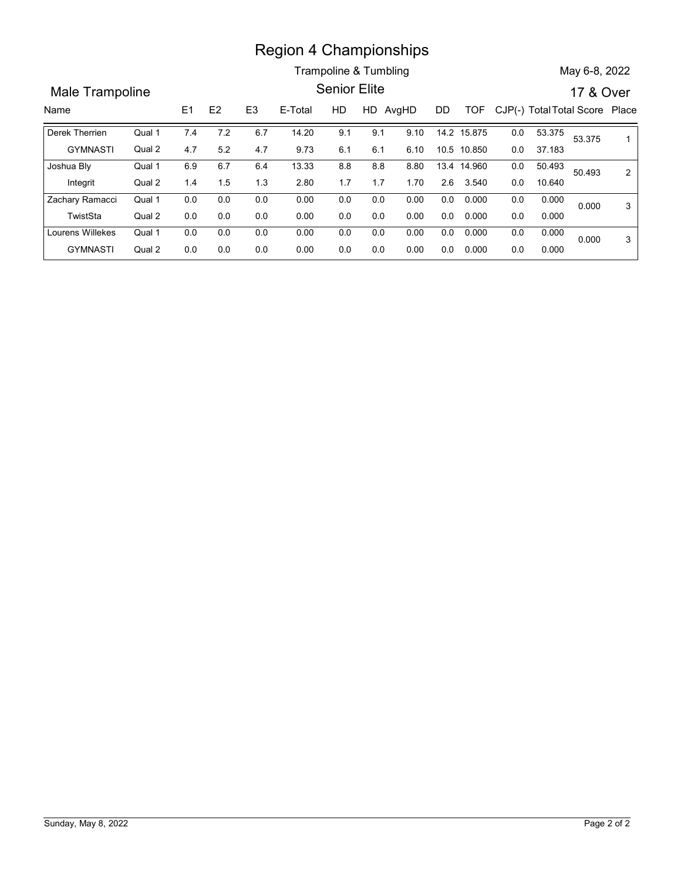# Region 4 Championships

Trampoline & Tumbling

May 6-8, 2022

## Male Trampoline

Senior Elite

17 & Over

| Name | | E1 | E2 | E3 | E-Total | HD | HD | AvgHD | DD | TOF | CJP(-) | Total | Total Score | Place |
|---|---|---|---|---|---|---|---|---|---|---|---|---|---|
| Derek Therrien | Qual 1 | 7.4 | 7.2 | 6.7 | 14.20 | 9.1 | 9.1 | 9.10 | 14.2 | 15.875 | 0.0 | 53.375 | 53.375 | 1 |
| GYMNASTI | Qual 2 | 4.7 | 5.2 | 4.7 | 9.73 | 6.1 | 6.1 | 6.10 | 10.5 | 10.850 | 0.0 | 37.183 | | |
| Joshua Bly | Qual 1 | 6.9 | 6.7 | 6.4 | 13.33 | 8.8 | 8.8 | 8.80 | 13.4 | 14.960 | 0.0 | 50.493 | 50.493 | 2 |
| Integrit | Qual 2 | 1.4 | 1.5 | 1.3 | 2.80 | 1.7 | 1.7 | 1.70 | 2.6 | 3.540 | 0.0 | 10.640 | | |
| Zachary Ramacci | Qual 1 | 0.0 | 0.0 | 0.0 | 0.00 | 0.0 | 0.0 | 0.00 | 0.0 | 0.000 | 0.0 | 0.000 | 0.000 | 3 |
| TwistSta | Qual 2 | 0.0 | 0.0 | 0.0 | 0.00 | 0.0 | 0.0 | 0.00 | 0.0 | 0.000 | 0.0 | 0.000 | | |
| Lourens Willekes | Qual 1 | 0.0 | 0.0 | 0.0 | 0.00 | 0.0 | 0.0 | 0.00 | 0.0 | 0.000 | 0.0 | 0.000 | 0.000 | 3 |
| GYMNASTI | Qual 2 | 0.0 | 0.0 | 0.0 | 0.00 | 0.0 | 0.0 | 0.00 | 0.0 | 0.000 | 0.0 | 0.000 | | |

Sunday, May 8, 2022